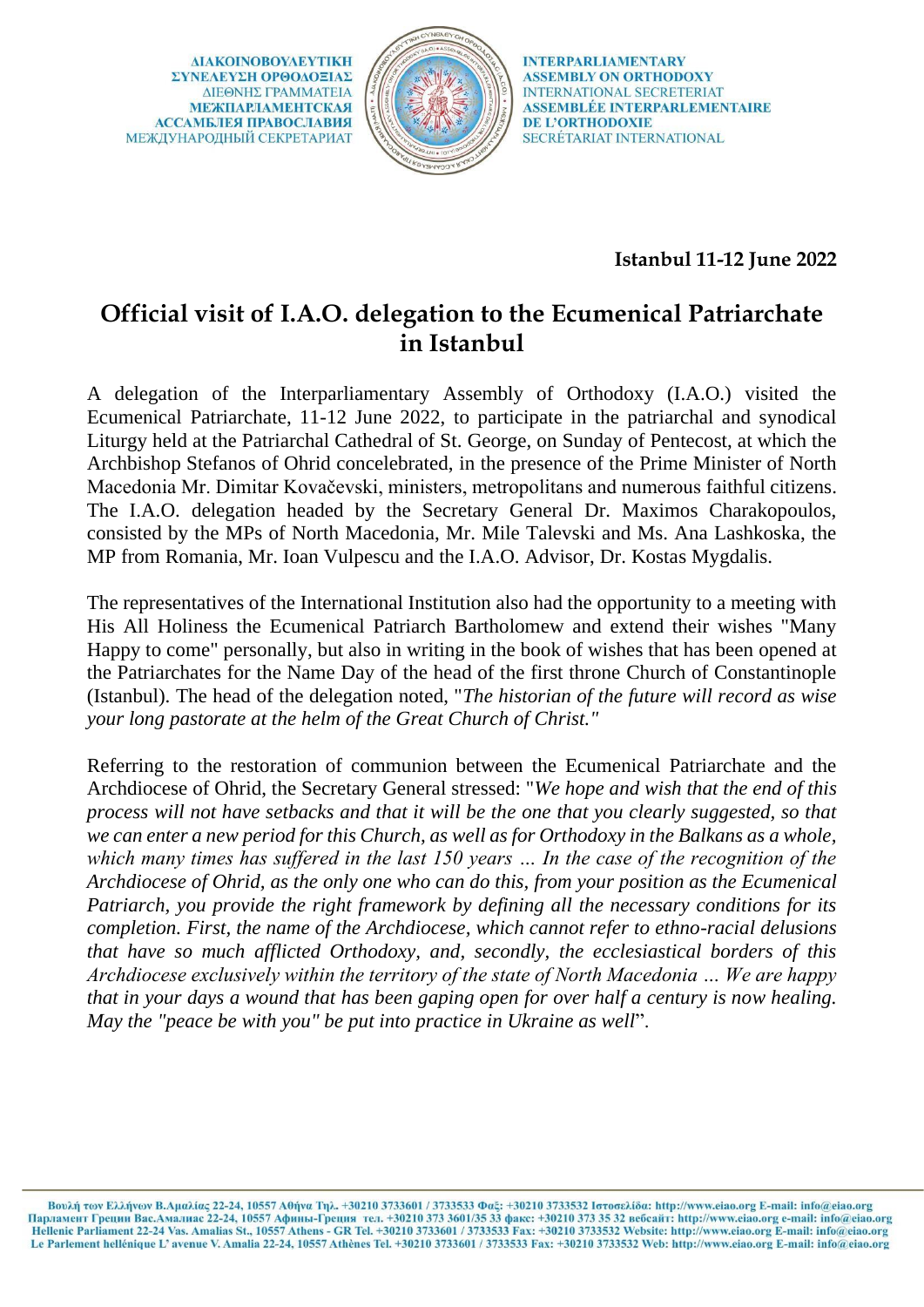ΔΙΑΚΟΙΝΟΒΟΥΛΕΥΤΙΚΗ ΣΥΝΕΛΕΥΣΗ ΟΡΘΟΔΟΞΙΑΣ
ΔΙΕΘΝΗΣ ΓΡΑΜΜΑΤΕΙΑ
МЕЖПАРЛАМЕНТСКАЯ АССАМБЛЕЯ ПРАВОСЛАВИЯ
МЕЖДУНАРОДНЫЙ СЕКРЕТАРИАТ

INTERPARLIAMENTARY ASSEMBLY ON ORTHODOXY
INTERNATIONAL SECRETERIAT
ASSEMBLÉE INTERPARLEMENTAIRE DE L'ORTHODOXIE
SECRÉTARIAT INTERNATIONAL

**Istanbul 11-12 June 2022**

# Official visit of I.A.O. delegation to the Ecumenical Patriarchate in Istanbul

A delegation of the Interparliamentary Assembly of Orthodoxy (I.A.O.) visited the Ecumenical Patriarchate, 11-12 June 2022, to participate in the patriarchal and synodical Liturgy held at the Patriarchal Cathedral of St. George, on Sunday of Pentecost, at which the Archbishop Stefanos of Ohrid concelebrated, in the presence of the Prime Minister of North Macedonia Mr. Dimitar Kovačevski, ministers, metropolitans and numerous faithful citizens. The I.A.O. delegation headed by the Secretary General Dr. Maximos Charakopoulos, consisted by the MPs of North Macedonia, Mr. Mile Talevski and Ms. Ana Lashkoska, the MP from Romania, Mr. Ioan Vulpescu and the I.A.O. Advisor, Dr. Kostas Mygdalis.

The representatives of the International Institution also had the opportunity to a meeting with His All Holiness the Ecumenical Patriarch Bartholomew and extend their wishes "Many Happy to come" personally, but also in writing in the book of wishes that has been opened at the Patriarchates for the Name Day of the head of the first throne Church of Constantinople (Istanbul). The head of the delegation noted, "*The historian of the future will record as wise your long pastorate at the helm of the Great Church of Christ.*"

Referring to the restoration of communion between the Ecumenical Patriarchate and the Archdiocese of Ohrid, the Secretary General stressed: "*We hope and wish that the end of this process will not have setbacks and that it will be the one that you clearly suggested, so that we can enter a new period for this Church, as well as for Orthodoxy in the Balkans as a whole, which many times has suffered in the last 150 years … In the case of the recognition of the Archdiocese of Ohrid, as the only one who can do this, from your position as the Ecumenical Patriarch, you provide the right framework by defining all the necessary conditions for its completion. First, the name of the Archdiocese, which cannot refer to ethno-racial delusions that have so much afflicted Orthodoxy, and, secondly, the ecclesiastical borders of this Archdiocese exclusively within the territory of the state of North Macedonia … We are happy that in your days a wound that has been gaping open for over half a century is now healing. May the "peace be with you" be put into practice in Ukraine as well*".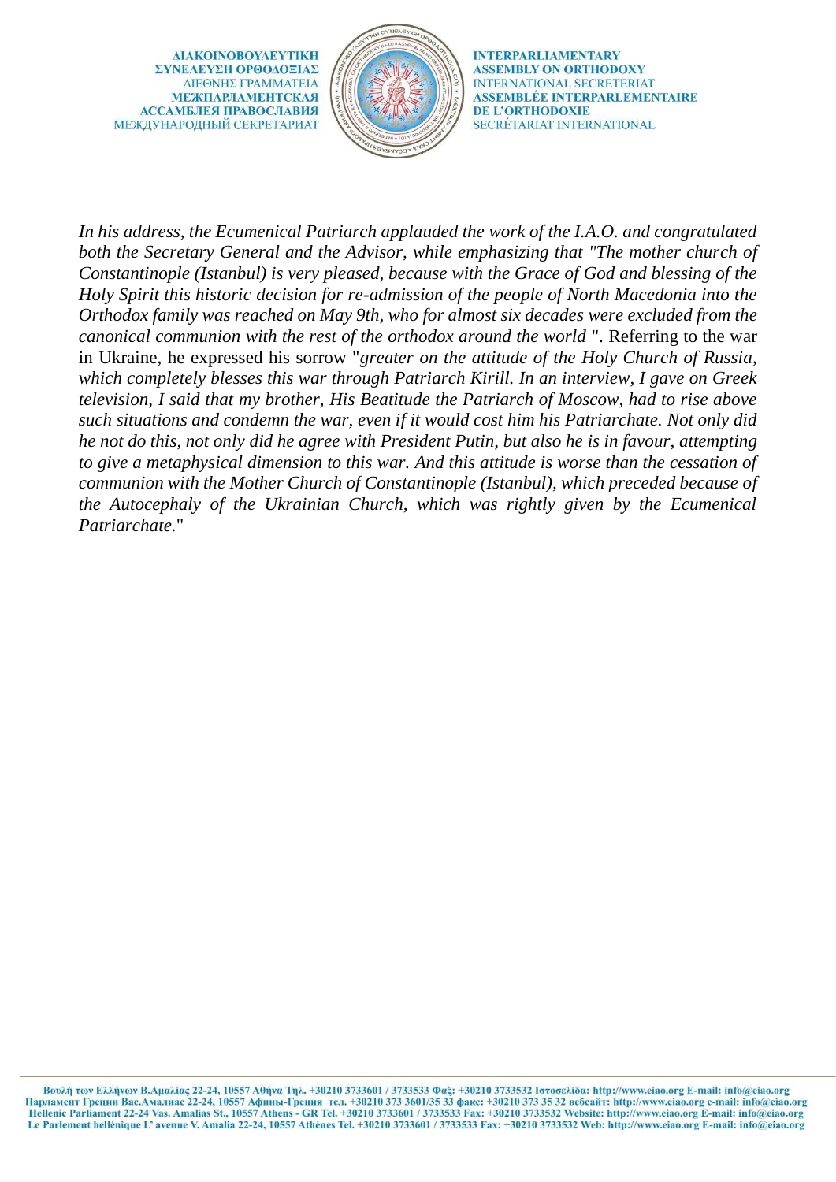*In his address, the Ecumenical Patriarch applauded the work of the I.A.O. and congratulated both the Secretary General and the Advisor, while emphasizing that "The mother church of Constantinople (Istanbul) is very pleased, because with the Grace of God and blessing of the Holy Spirit this historic decision for re-admission of the people of North Macedonia into the Orthodox family was reached on May 9th, who for almost six decades were excluded from the canonical communion with the rest of the orthodox around the world* ". Referring to the war in Ukraine, he expressed his sorrow "*greater on the attitude of the Holy Church of Russia, which completely blesses this war through Patriarch Kirill. In an interview, I gave on Greek television, I said that my brother, His Beatitude the Patriarch of Moscow, had to rise above such situations and condemn the war, even if it would cost him his Patriarchate. Not only did he not do this, not only did he agree with President Putin, but also he is in favour, attempting to give a metaphysical dimension to this war. And this attitude is worse than the cessation of communion with the Mother Church of Constantinople (Istanbul), which preceded because of the Autocephaly of the Ukrainian Church, which was rightly given by the Ecumenical Patriarchate.*"